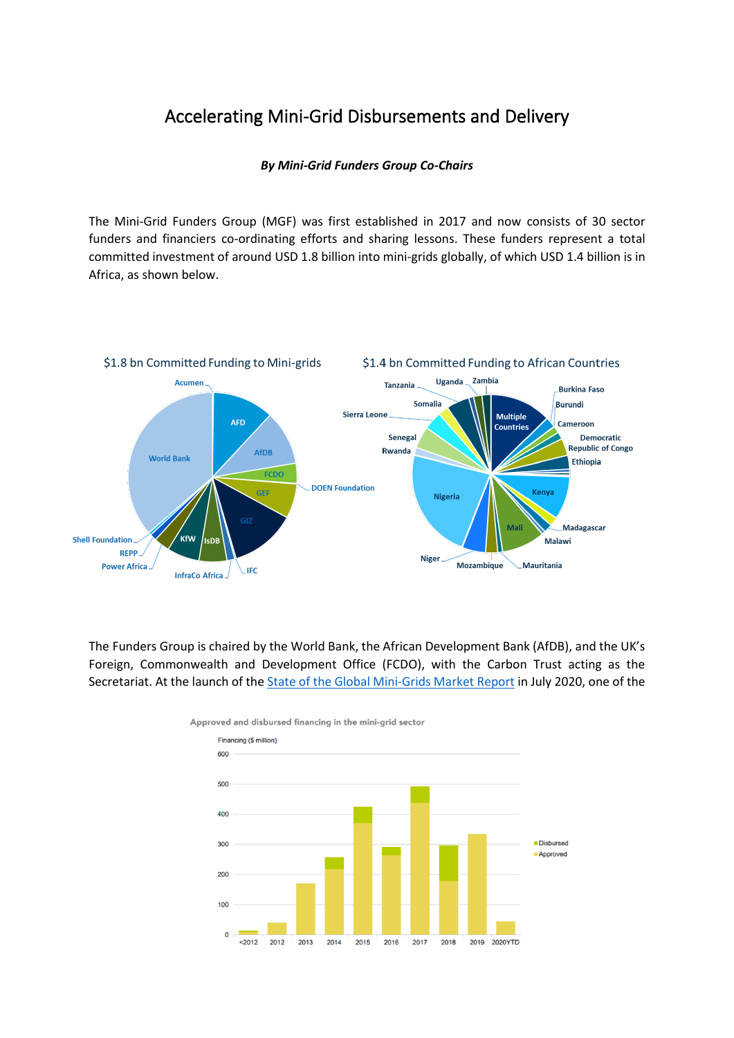# Accelerating Mini-Grid Disbursements and Delivery

***By Mini-Grid Funders Group Co-Chairs***

The Mini-Grid Funders Group (MGF) was first established in 2017 and now consists of 30 sector funders and financiers co-ordinating efforts and sharing lessons. These funders represent a total committed investment of around USD 1.8 billion into mini-grids globally, of which USD 1.4 billion is in Africa, as shown below.

$1.8 bn Committed Funding to Mini-grids

Acumen
AFD
AfDB
FCDO
DOEN Foundation
GEF
GIZ
IFC
IsDB
InfraCo Africa
KfW
Power Africa
REPP
Shell Foundation
World Bank

$1.4 bn Committed Funding to African Countries

Tanzania
Uganda
Zambia
Somalia
Sierra Leone
Senegal
Rwanda
Multiple Countries
Burkina Faso
Burundi
Cameroon
Democratic Republic of Congo
Ethiopia
Kenya
Madagascar
Malawi
Mali
Mauritania
Mozambique
Niger
Nigeria

The Funders Group is chaired by the World Bank, the African Development Bank (AfDB), and the UK's Foreign, Commonwealth and Development Office (FCDO), with the Carbon Trust acting as the Secretariat. At the launch of the [State of the Global Mini-Grids Market Report](#) in July 2020, one of the

Approved and disbursed financing in the mini-grid sector

Financing ($ million)

600
500
400
300
200
100
0

<2012 2012 2013 2014 2015 2016 2017 2018 2019 2020YTD

Disbursed
Approved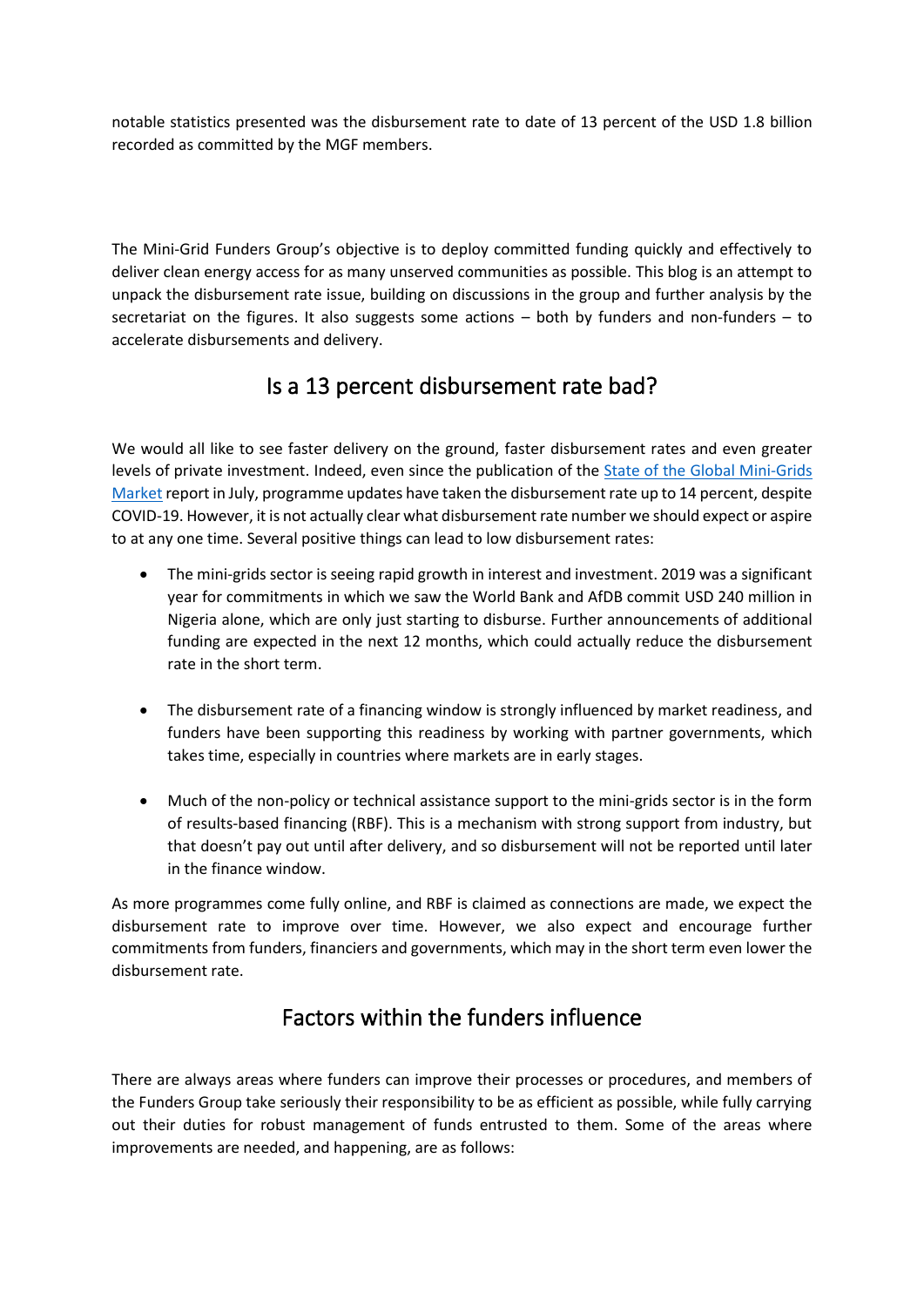notable statistics presented was the disbursement rate to date of 13 percent of the USD 1.8 billion recorded as committed by the MGF members.

The Mini-Grid Funders Group's objective is to deploy committed funding quickly and effectively to deliver clean energy access for as many unserved communities as possible. This blog is an attempt to unpack the disbursement rate issue, building on discussions in the group and further analysis by the secretariat on the figures. It also suggests some actions – both by funders and non-funders – to accelerate disbursements and delivery.

## Is a 13 percent disbursement rate bad?

We would all like to see faster delivery on the ground, faster disbursement rates and even greater levels of private investment. Indeed, even since the publication of the State of the Global Mini-Grids Market report in July, programme updates have taken the disbursement rate up to 14 percent, despite COVID-19. However, it is not actually clear what disbursement rate number we should expect or aspire to at any one time. Several positive things can lead to low disbursement rates:

- The mini-grids sector is seeing rapid growth in interest and investment. 2019 was a significant year for commitments in which we saw the World Bank and AfDB commit USD 240 million in Nigeria alone, which are only just starting to disburse. Further announcements of additional funding are expected in the next 12 months, which could actually reduce the disbursement rate in the short term.

- The disbursement rate of a financing window is strongly influenced by market readiness, and funders have been supporting this readiness by working with partner governments, which takes time, especially in countries where markets are in early stages.

- Much of the non-policy or technical assistance support to the mini-grids sector is in the form of results-based financing (RBF). This is a mechanism with strong support from industry, but that doesn't pay out until after delivery, and so disbursement will not be reported until later in the finance window.

As more programmes come fully online, and RBF is claimed as connections are made, we expect the disbursement rate to improve over time. However, we also expect and encourage further commitments from funders, financiers and governments, which may in the short term even lower the disbursement rate.

## Factors within the funders influence

There are always areas where funders can improve their processes or procedures, and members of the Funders Group take seriously their responsibility to be as efficient as possible, while fully carrying out their duties for robust management of funds entrusted to them. Some of the areas where improvements are needed, and happening, are as follows: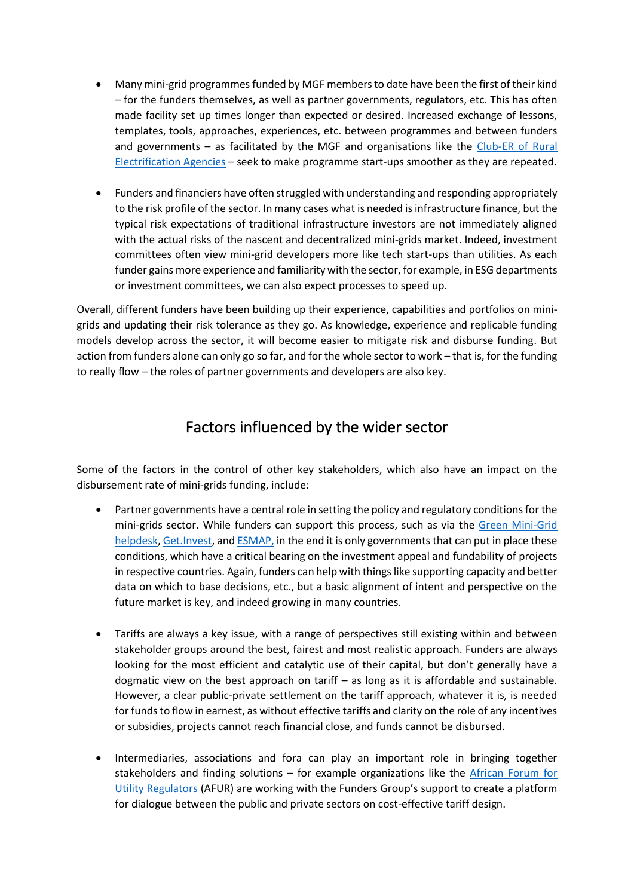- Many mini-grid programmes funded by MGF members to date have been the first of their kind – for the funders themselves, as well as partner governments, regulators, etc. This has often made facility set up times longer than expected or desired. Increased exchange of lessons, templates, tools, approaches, experiences, etc. between programmes and between funders and governments – as facilitated by the MGF and organisations like the [Club-ER of Rural Electrification Agencies]() – seek to make programme start-ups smoother as they are repeated.

- Funders and financiers have often struggled with understanding and responding appropriately to the risk profile of the sector. In many cases what is needed is infrastructure finance, but the typical risk expectations of traditional infrastructure investors are not immediately aligned with the actual risks of the nascent and decentralized mini-grids market. Indeed, investment committees often view mini-grid developers more like tech start-ups than utilities. As each funder gains more experience and familiarity with the sector, for example, in ESG departments or investment committees, we can also expect processes to speed up.

Overall, different funders have been building up their experience, capabilities and portfolios on mini-grids and updating their risk tolerance as they go. As knowledge, experience and replicable funding models develop across the sector, it will become easier to mitigate risk and disburse funding. But action from funders alone can only go so far, and for the whole sector to work – that is, for the funding to really flow – the roles of partner governments and developers are also key.

## Factors influenced by the wider sector

Some of the factors in the control of other key stakeholders, which also have an impact on the disbursement rate of mini-grids funding, include:

- Partner governments have a central role in setting the policy and regulatory conditions for the mini-grids sector. While funders can support this process, such as via the [Green Mini-Grid helpdesk](), [Get.Invest](), and [ESMAP,]() in the end it is only governments that can put in place these conditions, which have a critical bearing on the investment appeal and fundability of projects in respective countries. Again, funders can help with things like supporting capacity and better data on which to base decisions, etc., but a basic alignment of intent and perspective on the future market is key, and indeed growing in many countries.

- Tariffs are always a key issue, with a range of perspectives still existing within and between stakeholder groups around the best, fairest and most realistic approach. Funders are always looking for the most efficient and catalytic use of their capital, but don't generally have a dogmatic view on the best approach on tariff – as long as it is affordable and sustainable. However, a clear public-private settlement on the tariff approach, whatever it is, is needed for funds to flow in earnest, as without effective tariffs and clarity on the role of any incentives or subsidies, projects cannot reach financial close, and funds cannot be disbursed.

- Intermediaries, associations and fora can play an important role in bringing together stakeholders and finding solutions – for example organizations like the [African Forum for Utility Regulators]() (AFUR) are working with the Funders Group's support to create a platform for dialogue between the public and private sectors on cost-effective tariff design.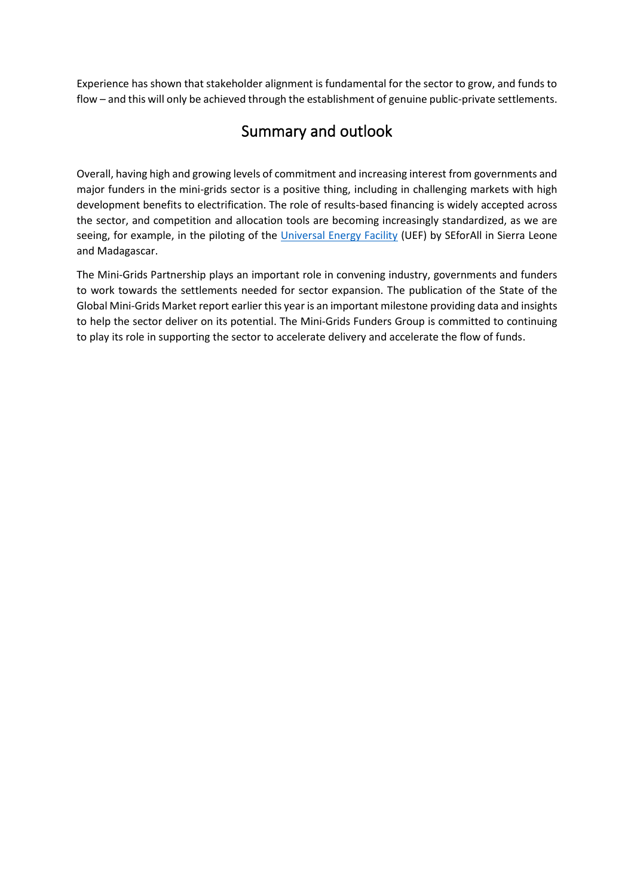Experience has shown that stakeholder alignment is fundamental for the sector to grow, and funds to flow – and this will only be achieved through the establishment of genuine public-private settlements.

## Summary and outlook

Overall, having high and growing levels of commitment and increasing interest from governments and major funders in the mini-grids sector is a positive thing, including in challenging markets with high development benefits to electrification. The role of results-based financing is widely accepted across the sector, and competition and allocation tools are becoming increasingly standardized, as we are seeing, for example, in the piloting of the Universal Energy Facility (UEF) by SEforAll in Sierra Leone and Madagascar.

The Mini-Grids Partnership plays an important role in convening industry, governments and funders to work towards the settlements needed for sector expansion. The publication of the State of the Global Mini-Grids Market report earlier this year is an important milestone providing data and insights to help the sector deliver on its potential. The Mini-Grids Funders Group is committed to continuing to play its role in supporting the sector to accelerate delivery and accelerate the flow of funds.